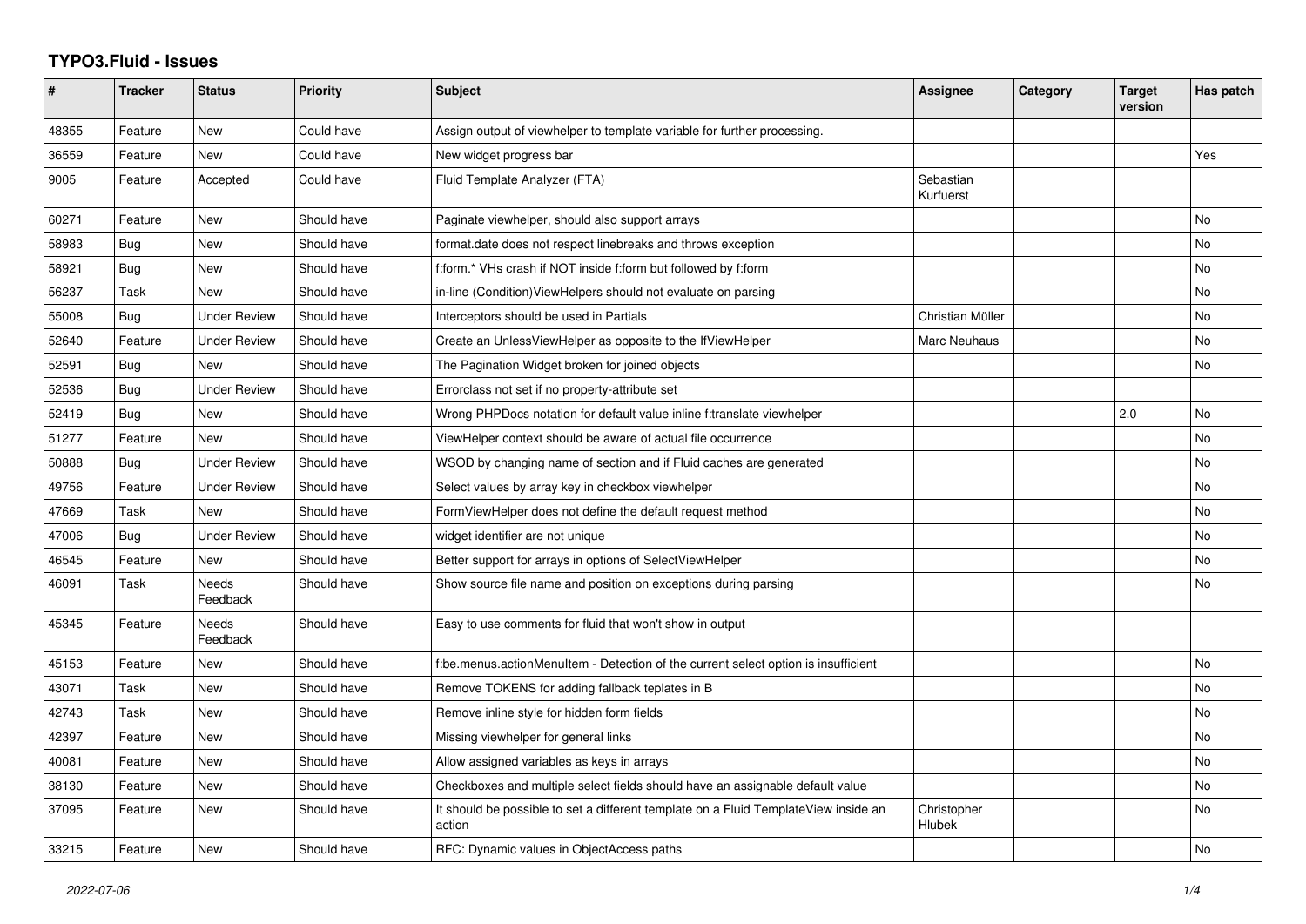# TYPO3.Fluid - Issues

| # | Tracker | Status | Priority | Subject | Assignee | Category | Target version | Has patch |
|---|---|---|---|---|---|---|---|---|
| 48355 | Feature | New | Could have | Assign output of viewhelper to template variable for further processing. | | | | |
| 36559 | Feature | New | Could have | New widget progress bar | | | | Yes |
| 9005 | Feature | Accepted | Could have | Fluid Template Analyzer (FTA) | Sebastian Kurfuerst | | | |
| 60271 | Feature | New | Should have | Paginate viewhelper, should also support arrays | | | | No |
| 58983 | Bug | New | Should have | format.date does not respect linebreaks and throws exception | | | | No |
| 58921 | Bug | New | Should have | f:form.* VHs crash if NOT inside f:form but followed by f:form | | | | No |
| 56237 | Task | New | Should have | in-line (Condition)ViewHelpers should not evaluate on parsing | | | | No |
| 55008 | Bug | Under Review | Should have | Interceptors should be used in Partials | Christian Müller | | | No |
| 52640 | Feature | Under Review | Should have | Create an UnlessViewHelper as opposite to the IfViewHelper | Marc Neuhaus | | | No |
| 52591 | Bug | New | Should have | The Pagination Widget broken for joined objects | | | | No |
| 52536 | Bug | Under Review | Should have | Errorclass not set if no property-attribute set | | | | |
| 52419 | Bug | New | Should have | Wrong PHPDocs notation for default value inline f:translate viewhelper | | | 2.0 | No |
| 51277 | Feature | New | Should have | ViewHelper context should be aware of actual file occurrence | | | | No |
| 50888 | Bug | Under Review | Should have | WSOD by changing name of section and if Fluid caches are generated | | | | No |
| 49756 | Feature | Under Review | Should have | Select values by array key in checkbox viewhelper | | | | No |
| 47669 | Task | New | Should have | FormViewHelper does not define the default request method | | | | No |
| 47006 | Bug | Under Review | Should have | widget identifier are not unique | | | | No |
| 46545 | Feature | New | Should have | Better support for arrays in options of SelectViewHelper | | | | No |
| 46091 | Task | Needs Feedback | Should have | Show source file name and position on exceptions during parsing | | | | No |
| 45345 | Feature | Needs Feedback | Should have | Easy to use comments for fluid that won't show in output | | | | |
| 45153 | Feature | New | Should have | f:be.menus.actionMenuItem - Detection of the current select option is insufficient | | | | No |
| 43071 | Task | New | Should have | Remove TOKENS for adding fallback teplates in B | | | | No |
| 42743 | Task | New | Should have | Remove inline style for hidden form fields | | | | No |
| 42397 | Feature | New | Should have | Missing viewhelper for general links | | | | No |
| 40081 | Feature | New | Should have | Allow assigned variables as keys in arrays | | | | No |
| 38130 | Feature | New | Should have | Checkboxes and multiple select fields should have an assignable default value | | | | No |
| 37095 | Feature | New | Should have | It should be possible to set a different template on a Fluid TemplateView inside an action | Christopher Hlubek | | | No |
| 33215 | Feature | New | Should have | RFC: Dynamic values in ObjectAccess paths | | | | No |

*2022-07-06*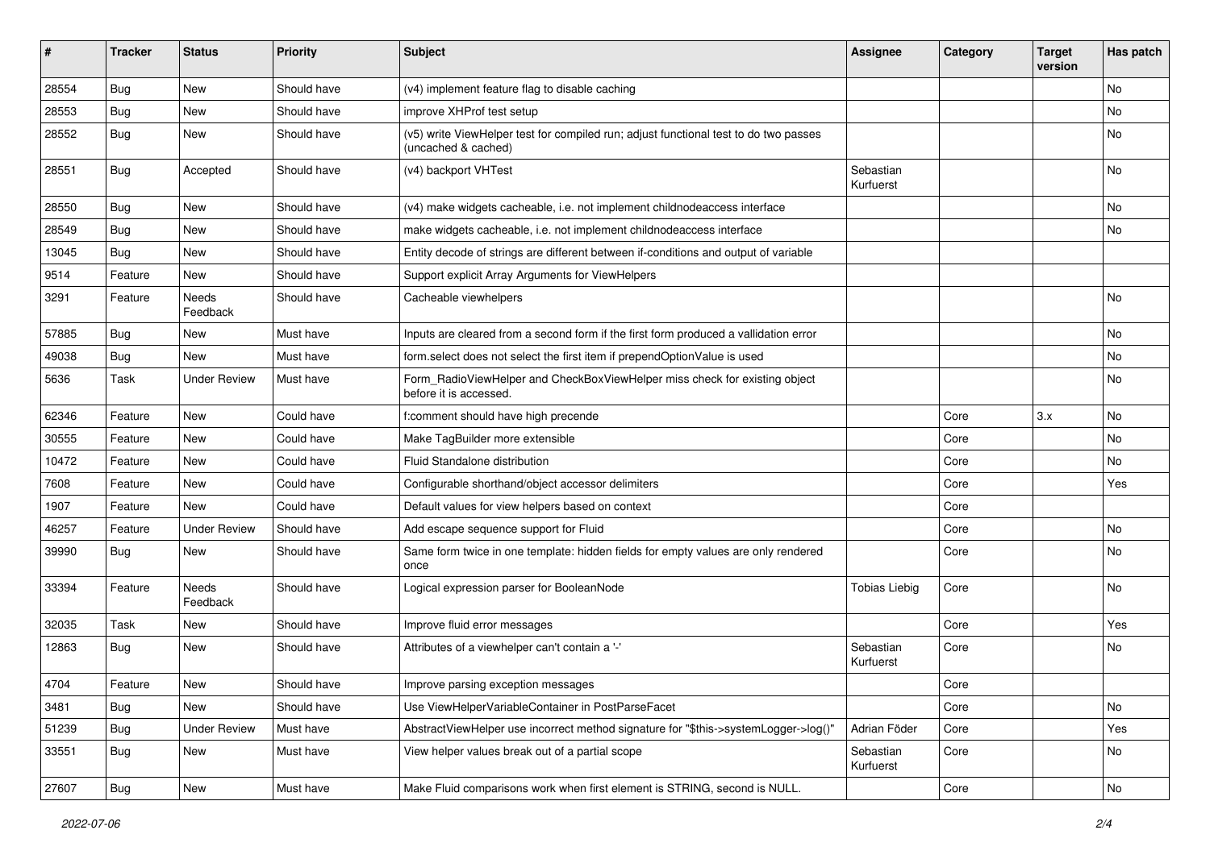| # | Tracker | Status | Priority | Subject | Assignee | Category | Target version | Has patch |
|---|---|---|---|---|---|---|---|---|
| 28554 | Bug | New | Should have | (v4) implement feature flag to disable caching | | | | No |
| 28553 | Bug | New | Should have | improve XHProf test setup | | | | No |
| 28552 | Bug | New | Should have | (v5) write ViewHelper test for compiled run; adjust functional test to do two passes (uncached & cached) | | | | No |
| 28551 | Bug | Accepted | Should have | (v4) backport VHTest | Sebastian Kurfuerst | | | No |
| 28550 | Bug | New | Should have | (v4) make widgets cacheable, i.e. not implement childnodeaccess interface | | | | No |
| 28549 | Bug | New | Should have | make widgets cacheable, i.e. not implement childnodeaccess interface | | | | No |
| 13045 | Bug | New | Should have | Entity decode of strings are different between if-conditions and output of variable | | | | |
| 9514 | Feature | New | Should have | Support explicit Array Arguments for ViewHelpers | | | | |
| 3291 | Feature | Needs Feedback | Should have | Cacheable viewhelpers | | | | No |
| 57885 | Bug | New | Must have | Inputs are cleared from a second form if the first form produced a vallidation error | | | | No |
| 49038 | Bug | New | Must have | form.select does not select the first item if prependOptionValue is used | | | | No |
| 5636 | Task | Under Review | Must have | Form_RadioViewHelper and CheckBoxViewHelper miss check for existing object before it is accessed. | | | | No |
| 62346 | Feature | New | Could have | f:comment should have high precende | | Core | 3.x | No |
| 30555 | Feature | New | Could have | Make TagBuilder more extensible | | Core | | No |
| 10472 | Feature | New | Could have | Fluid Standalone distribution | | Core | | No |
| 7608 | Feature | New | Could have | Configurable shorthand/object accessor delimiters | | Core | | Yes |
| 1907 | Feature | New | Could have | Default values for view helpers based on context | | Core | | |
| 46257 | Feature | Under Review | Should have | Add escape sequence support for Fluid | | Core | | No |
| 39990 | Bug | New | Should have | Same form twice in one template: hidden fields for empty values are only rendered once | | Core | | No |
| 33394 | Feature | Needs Feedback | Should have | Logical expression parser for BooleanNode | Tobias Liebig | Core | | No |
| 32035 | Task | New | Should have | Improve fluid error messages | | Core | | Yes |
| 12863 | Bug | New | Should have | Attributes of a viewhelper can't contain a '-' | Sebastian Kurfuerst | Core | | No |
| 4704 | Feature | New | Should have | Improve parsing exception messages | | Core | | |
| 3481 | Bug | New | Should have | Use ViewHelperVariableContainer in PostParseFacet | | Core | | No |
| 51239 | Bug | Under Review | Must have | AbstractViewHelper use incorrect method signature for "$this->systemLogger->log()" | Adrian Föder | Core | | Yes |
| 33551 | Bug | New | Must have | View helper values break out of a partial scope | Sebastian Kurfuerst | Core | | No |
| 27607 | Bug | New | Must have | Make Fluid comparisons work when first element is STRING, second is NULL. | | Core | | No |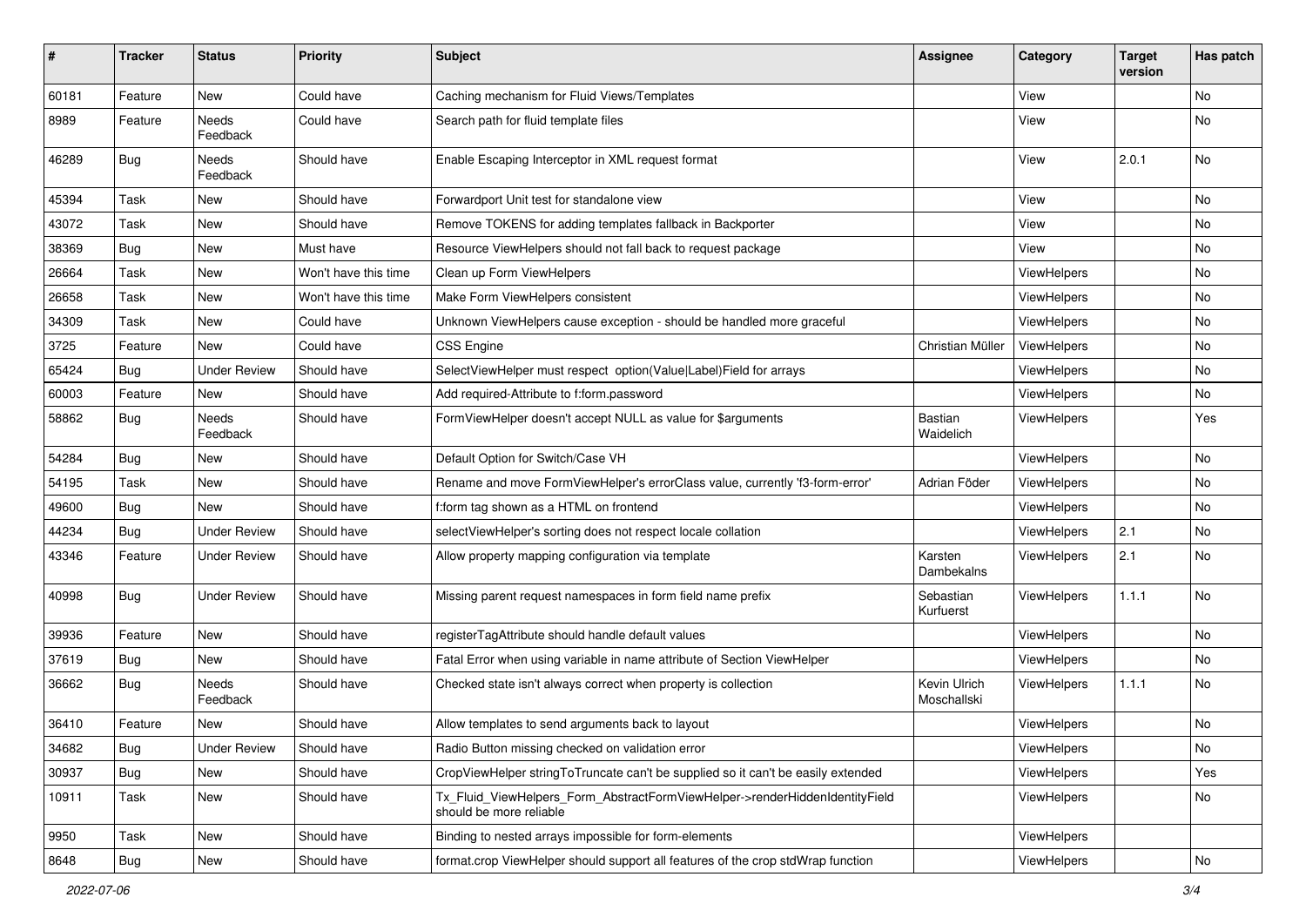| # | Tracker | Status | Priority | Subject | Assignee | Category | Target version | Has patch |
|---|---|---|---|---|---|---|---|---|
| 60181 | Feature | New | Could have | Caching mechanism for Fluid Views/Templates | | View | | No |
| 8989 | Feature | Needs Feedback | Could have | Search path for fluid template files | | View | | No |
| 46289 | Bug | Needs Feedback | Should have | Enable Escaping Interceptor in XML request format | | View | 2.0.1 | No |
| 45394 | Task | New | Should have | Forwardport Unit test for standalone view | | View | | No |
| 43072 | Task | New | Should have | Remove TOKENS for adding templates fallback in Backporter | | View | | No |
| 38369 | Bug | New | Must have | Resource ViewHelpers should not fall back to request package | | View | | No |
| 26664 | Task | New | Won't have this time | Clean up Form ViewHelpers | | ViewHelpers | | No |
| 26658 | Task | New | Won't have this time | Make Form ViewHelpers consistent | | ViewHelpers | | No |
| 34309 | Task | New | Could have | Unknown ViewHelpers cause exception - should be handled more graceful | | ViewHelpers | | No |
| 3725 | Feature | New | Could have | CSS Engine | Christian Müller | ViewHelpers | | No |
| 65424 | Bug | Under Review | Should have | SelectViewHelper must respect option(Value\|Label)Field for arrays | | ViewHelpers | | No |
| 60003 | Feature | New | Should have | Add required-Attribute to f:form.password | | ViewHelpers | | No |
| 58862 | Bug | Needs Feedback | Should have | FormViewHelper doesn't accept NULL as value for $arguments | Bastian Waidelich | ViewHelpers | | Yes |
| 54284 | Bug | New | Should have | Default Option for Switch/Case VH | | ViewHelpers | | No |
| 54195 | Task | New | Should have | Rename and move FormViewHelper's errorClass value, currently 'f3-form-error' | Adrian Föder | ViewHelpers | | No |
| 49600 | Bug | New | Should have | f:form tag shown as a HTML on frontend | | ViewHelpers | | No |
| 44234 | Bug | Under Review | Should have | selectViewHelper's sorting does not respect locale collation | | ViewHelpers | 2.1 | No |
| 43346 | Feature | Under Review | Should have | Allow property mapping configuration via template | Karsten Dambekalns | ViewHelpers | 2.1 | No |
| 40998 | Bug | Under Review | Should have | Missing parent request namespaces in form field name prefix | Sebastian Kurfuerst | ViewHelpers | 1.1.1 | No |
| 39936 | Feature | New | Should have | registerTagAttribute should handle default values | | ViewHelpers | | No |
| 37619 | Bug | New | Should have | Fatal Error when using variable in name attribute of Section ViewHelper | | ViewHelpers | | No |
| 36662 | Bug | Needs Feedback | Should have | Checked state isn't always correct when property is collection | Kevin Ulrich Moschallski | ViewHelpers | 1.1.1 | No |
| 36410 | Feature | New | Should have | Allow templates to send arguments back to layout | | ViewHelpers | | No |
| 34682 | Bug | Under Review | Should have | Radio Button missing checked on validation error | | ViewHelpers | | No |
| 30937 | Bug | New | Should have | CropViewHelper stringToTruncate can't be supplied so it can't be easily extended | | ViewHelpers | | Yes |
| 10911 | Task | New | Should have | Tx_Fluid_ViewHelpers_Form_AbstractFormViewHelper->renderHiddenIdentityField should be more reliable | | ViewHelpers | | No |
| 9950 | Task | New | Should have | Binding to nested arrays impossible for form-elements | | ViewHelpers | | |
| 8648 | Bug | New | Should have | format.crop ViewHelper should support all features of the crop stdWrap function | | ViewHelpers | | No |

*2022-07-06*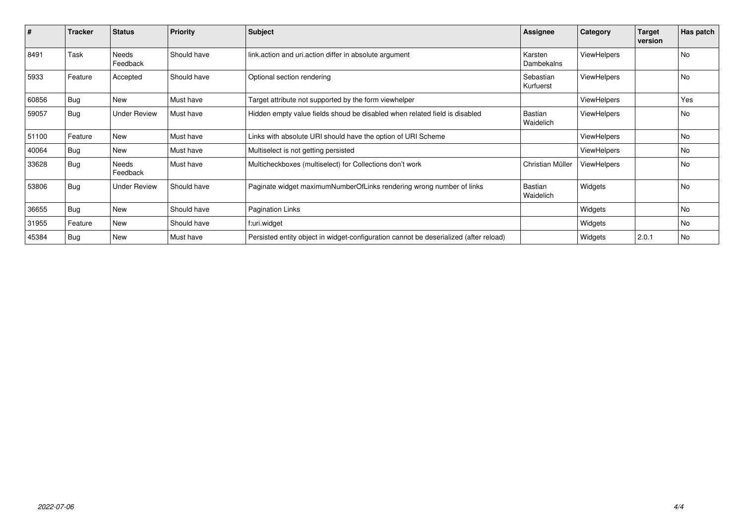| # | Tracker | Status | Priority | Subject | Assignee | Category | Target version | Has patch |
|---|---|---|---|---|---|---|---|---|
| 8491 | Task | Needs Feedback | Should have | link.action and uri.action differ in absolute argument | Karsten Dambekalns | ViewHelpers | | No |
| 5933 | Feature | Accepted | Should have | Optional section rendering | Sebastian Kurfuerst | ViewHelpers | | No |
| 60856 | Bug | New | Must have | Target attribute not supported by the form viewhelper | | ViewHelpers | | Yes |
| 59057 | Bug | Under Review | Must have | Hidden empty value fields shoud be disabled when related field is disabled | Bastian Waidelich | ViewHelpers | | No |
| 51100 | Feature | New | Must have | Links with absolute URI should have the option of URI Scheme | | ViewHelpers | | No |
| 40064 | Bug | New | Must have | Multiselect is not getting persisted | | ViewHelpers | | No |
| 33628 | Bug | Needs Feedback | Must have | Multicheckboxes (multiselect) for Collections don't work | Christian Müller | ViewHelpers | | No |
| 53806 | Bug | Under Review | Should have | Paginate widget maximumNumberOfLinks rendering wrong number of links | Bastian Waidelich | Widgets | | No |
| 36655 | Bug | New | Should have | Pagination Links | | Widgets | | No |
| 31955 | Feature | New | Should have | f:uri.widget | | Widgets | | No |
| 45384 | Bug | New | Must have | Persisted entity object in widget-configuration cannot be deserialized (after reload) | | Widgets | 2.0.1 | No |